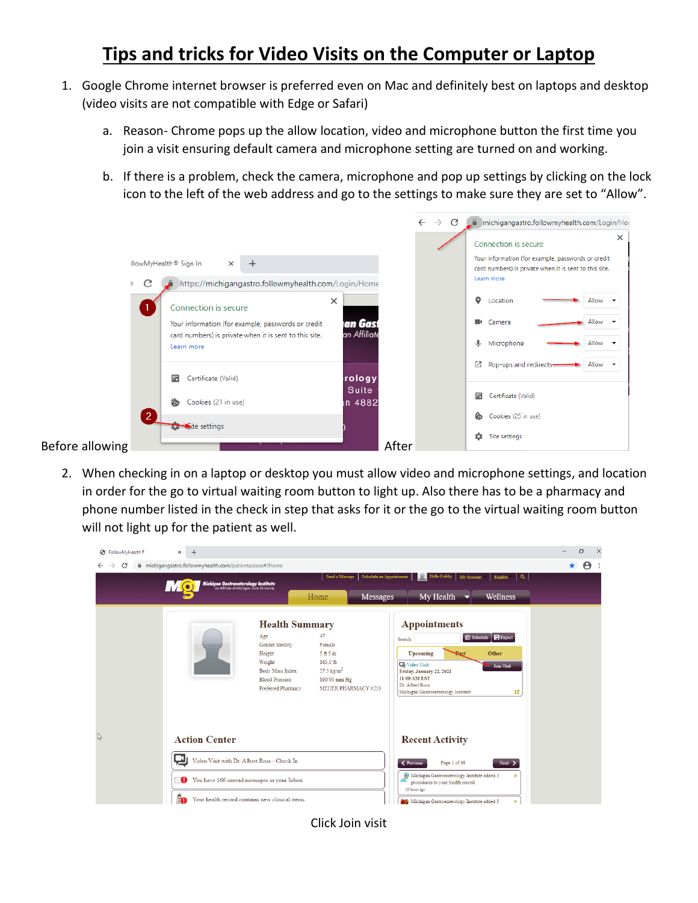# Tips and tricks for Video Visits on the Computer or Laptop

1. Google Chrome internet browser is preferred even on Mac and definitely best on laptops and desktop (video visits are not compatible with Edge or Safari)
   a. Reason- Chrome pops up the allow location, video and microphone button the first time you join a visit ensuring default camera and microphone setting are turned on and working.
   b. If there is a problem, check the camera, microphone and pop up settings by clicking on the lock icon to the left of the web address and go to the settings to make sure they are set to "Allow".

Before allowing

After

2. When checking in on a laptop or desktop you must allow video and microphone settings, and location in order for the go to virtual waiting room button to light up. Also there has to be a pharmacy and phone number listed in the check in step that asks for it or the go to the virtual waiting room button will not light up for the patient as well.

Click Join visit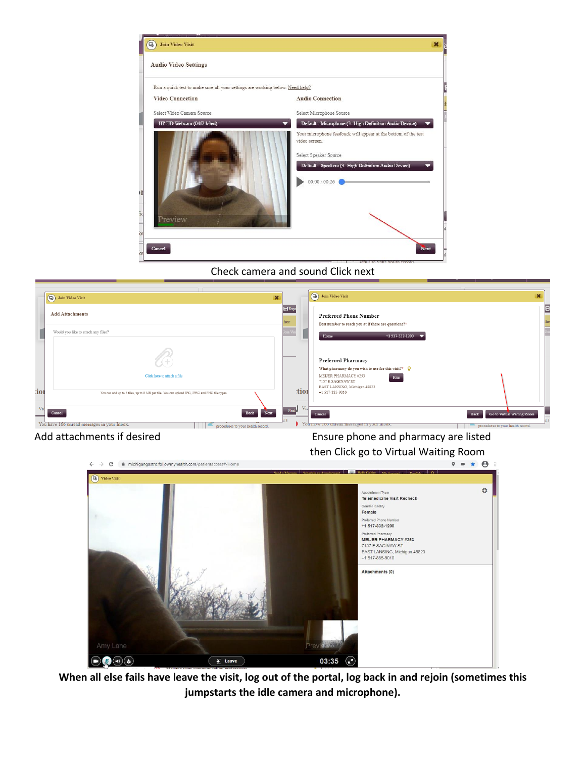Check camera and sound Click next

Add attachments if desired

Ensure phone and pharmacy are listed then Click go to Virtual Waiting Room

**When all else fails have leave the visit, log out of the portal, log back in and rejoin (sometimes this jumpstarts the idle camera and microphone).**